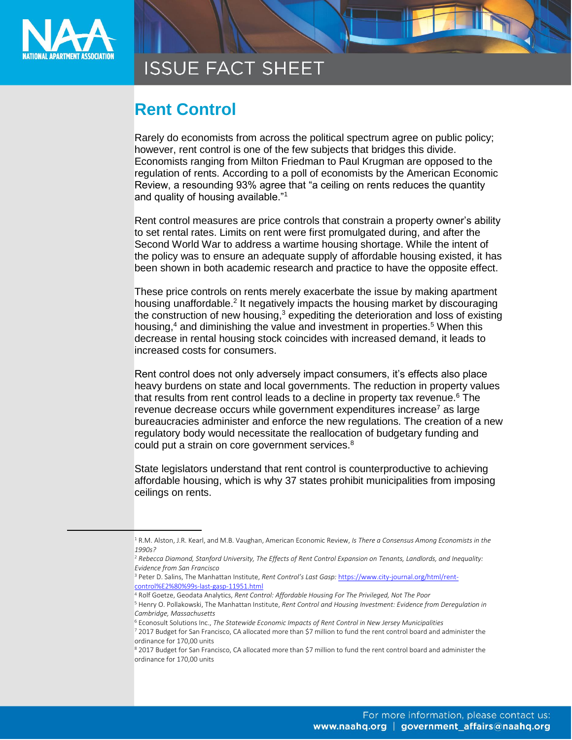# ISSUE FACT SHEET

## Rent Control

Rarely do economists from across the political spectrum agree on public policy; however, rent control is one of the few subjects that bridges this divide. Economists ranging from Milton Friedman to Paul Krugman are opposed to the regulation of rents. According to a poll of economists by the American Economic Review, a resounding 93% agree that "a ceiling on rents reduces the quantity and quality of housing available."[1]

Rent control measures are price controls that constrain a property owner's ability to set rental rates. Limits on rent were first promulgated during, and after the Second World War to address a wartime housing shortage. While the intent of the policy was to ensure an adequate supply of affordable housing existed, it has been shown in both academic research and practice to have the opposite effect.

These price controls on rents merely exacerbate the issue by making apartment housing unaffordable.[2] It negatively impacts the housing market by discouraging the construction of new housing,[3] expediting the deterioration and loss of existing housing,[4] and diminishing the value and investment in properties.[5] When this decrease in rental housing stock coincides with increased demand, it leads to increased costs for consumers.

Rent control does not only adversely impact consumers, it's effects also place heavy burdens on state and local governments. The reduction in property values that results from rent control leads to a decline in property tax revenue.[6] The revenue decrease occurs while government expenditures increase[7] as large bureaucracies administer and enforce the new regulations. The creation of a new regulatory body would necessitate the reallocation of budgetary funding and could put a strain on core government services.[8]

State legislators understand that rent control is counterproductive to achieving affordable housing, which is why 37 states prohibit municipalities from imposing ceilings on rents.

---

[1] R.M. Alston, J.R. Kearl, and M.B. Vaughan, American Economic Review, *Is There a Consensus Among Economists in the 1990s?*

[2] *Rebecca Diamond, Stanford University, The Effects of Rent Control Expansion on Tenants, Landlords, and Inequality: Evidence from San Francisco*

[3] Peter D. Salins, The Manhattan Institute, *Rent Control's Last Gasp:* https://www.city-journal.org/html/rent-control%E2%80%99s-last-gasp-11951.html

[4] Rolf Goetze, Geodata Analytics, *Rent Control: Affordable Housing For The Privileged, Not The Poor*

[5] Henry O. Pollakowski, The Manhattan Institute, *Rent Control and Housing Investment: Evidence from Deregulation in Cambridge, Massachusetts*

[6] Econosult Solutions Inc., *The Statewide Economic Impacts of Rent Control in New Jersey Municipalities*

[7] 2017 Budget for San Francisco, CA allocated more than $7 million to fund the rent control board and administer the ordinance for 170,00 units

[8] 2017 Budget for San Francisco, CA allocated more than $7 million to fund the rent control board and administer the ordinance for 170,00 units

For more information, please contact us: www.naahq.org | government_affairs@naahq.org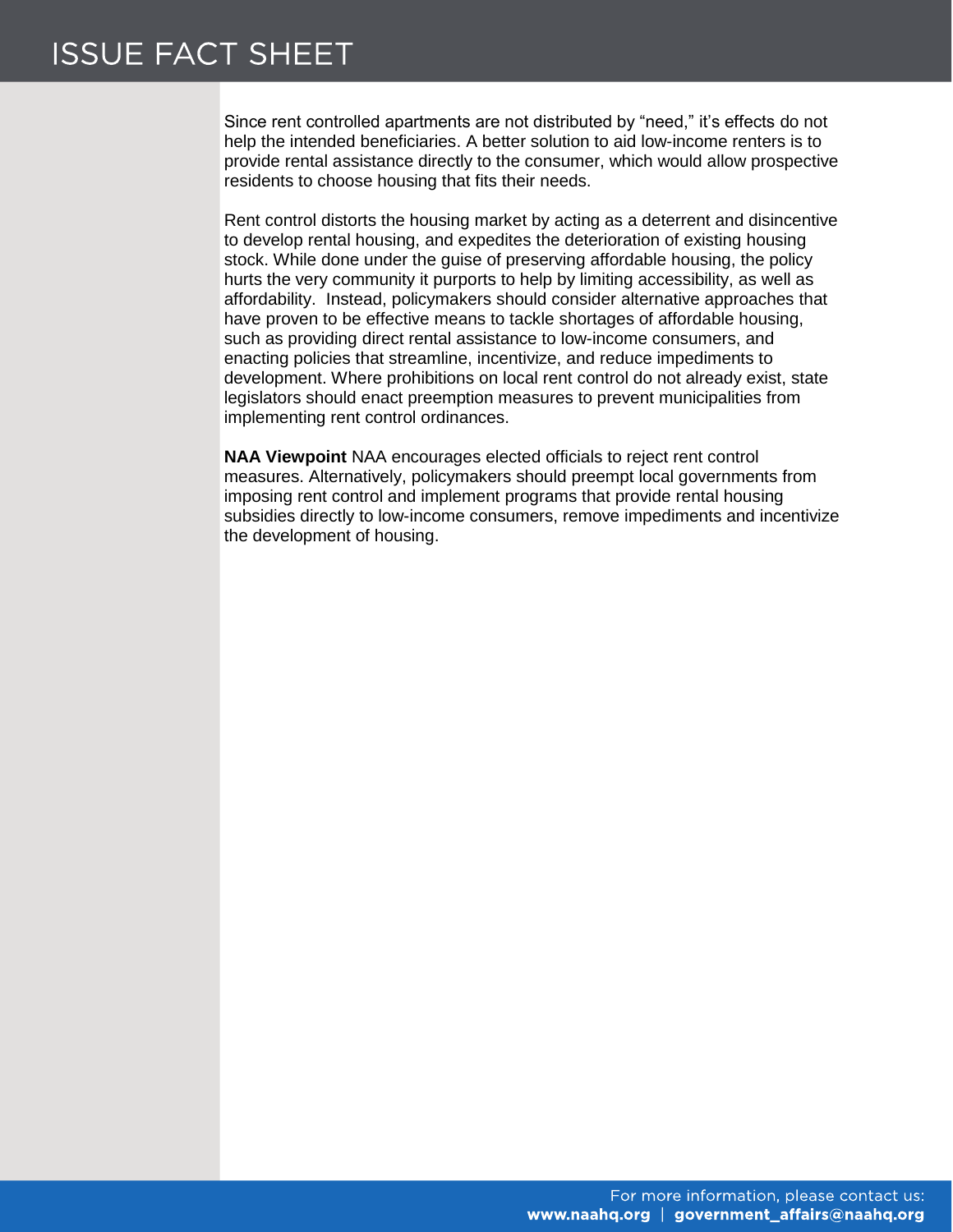Since rent controlled apartments are not distributed by "need," it's effects do not help the intended beneficiaries. A better solution to aid low-income renters is to provide rental assistance directly to the consumer, which would allow prospective residents to choose housing that fits their needs.

Rent control distorts the housing market by acting as a deterrent and disincentive to develop rental housing, and expedites the deterioration of existing housing stock. While done under the guise of preserving affordable housing, the policy hurts the very community it purports to help by limiting accessibility, as well as affordability. Instead, policymakers should consider alternative approaches that have proven to be effective means to tackle shortages of affordable housing, such as providing direct rental assistance to low-income consumers, and enacting policies that streamline, incentivize, and reduce impediments to development. Where prohibitions on local rent control do not already exist, state legislators should enact preemption measures to prevent municipalities from implementing rent control ordinances.

**NAA Viewpoint** NAA encourages elected officials to reject rent control measures. Alternatively, policymakers should preempt local governments from imposing rent control and implement programs that provide rental housing subsidies directly to low-income consumers, remove impediments and incentivize the development of housing.